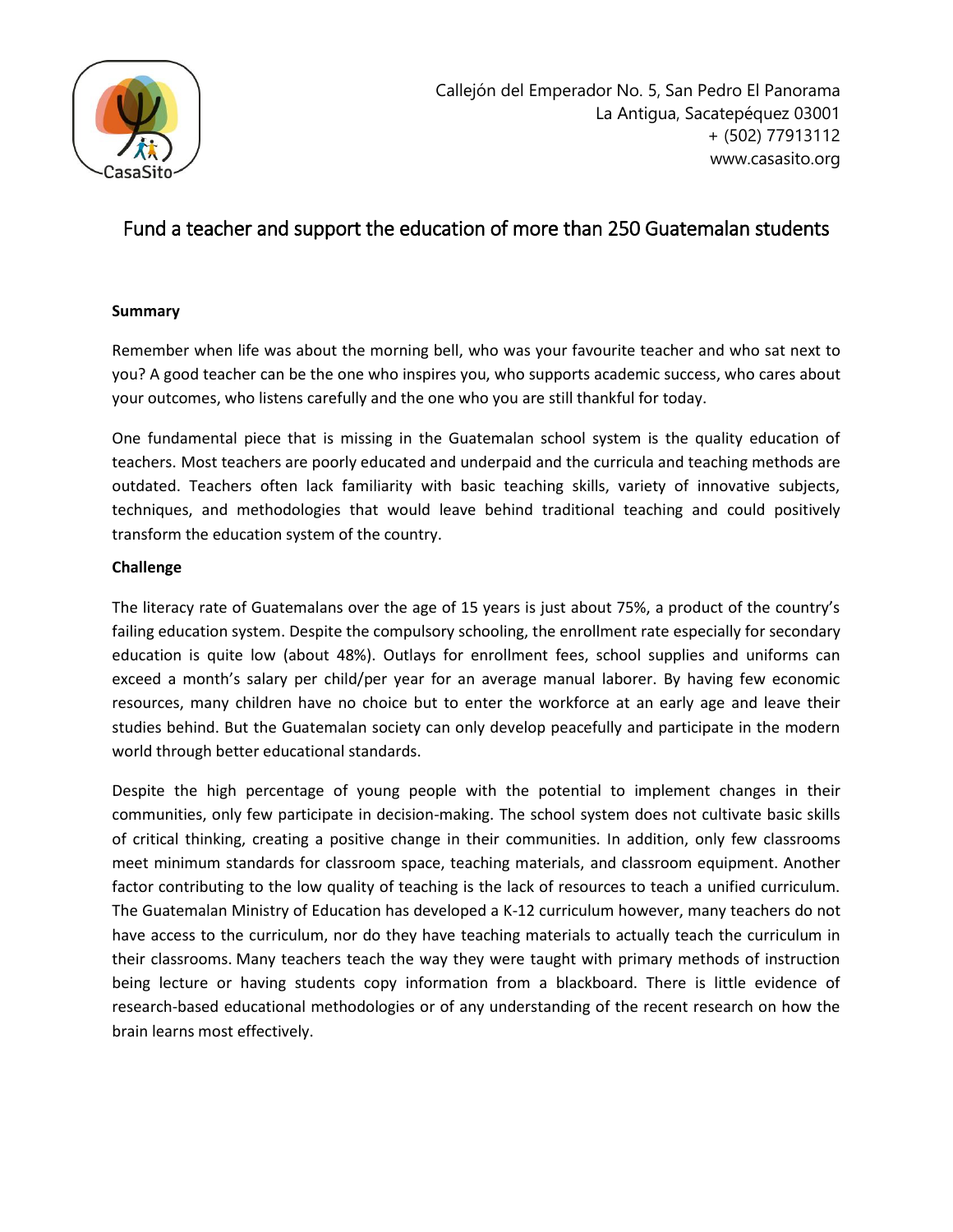Callejón del Emperador No. 5, San Pedro El Panorama
La Antigua, Sacatepéquez 03001
+ (502) 77913112
www.casasito.org

# Fund a teacher and support the education of more than 250 Guatemalan students

**Summary**

Remember when life was about the morning bell, who was your favourite teacher and who sat next to you? A good teacher can be the one who inspires you, who supports academic success, who cares about your outcomes, who listens carefully and the one who you are still thankful for today.

One fundamental piece that is missing in the Guatemalan school system is the quality education of teachers. Most teachers are poorly educated and underpaid and the curricula and teaching methods are outdated. Teachers often lack familiarity with basic teaching skills, variety of innovative subjects, techniques, and methodologies that would leave behind traditional teaching and could positively transform the education system of the country.

**Challenge**

The literacy rate of Guatemalans over the age of 15 years is just about 75%, a product of the country's failing education system. Despite the compulsory schooling, the enrollment rate especially for secondary education is quite low (about 48%). Outlays for enrollment fees, school supplies and uniforms can exceed a month's salary per child/per year for an average manual laborer. By having few economic resources, many children have no choice but to enter the workforce at an early age and leave their studies behind. But the Guatemalan society can only develop peacefully and participate in the modern world through better educational standards.

Despite the high percentage of young people with the potential to implement changes in their communities, only few participate in decision-making. The school system does not cultivate basic skills of critical thinking, creating a positive change in their communities. In addition, only few classrooms meet minimum standards for classroom space, teaching materials, and classroom equipment. Another factor contributing to the low quality of teaching is the lack of resources to teach a unified curriculum. The Guatemalan Ministry of Education has developed a K-12 curriculum however, many teachers do not have access to the curriculum, nor do they have teaching materials to actually teach the curriculum in their classrooms. Many teachers teach the way they were taught with primary methods of instruction being lecture or having students copy information from a blackboard. There is little evidence of research-based educational methodologies or of any understanding of the recent research on how the brain learns most effectively.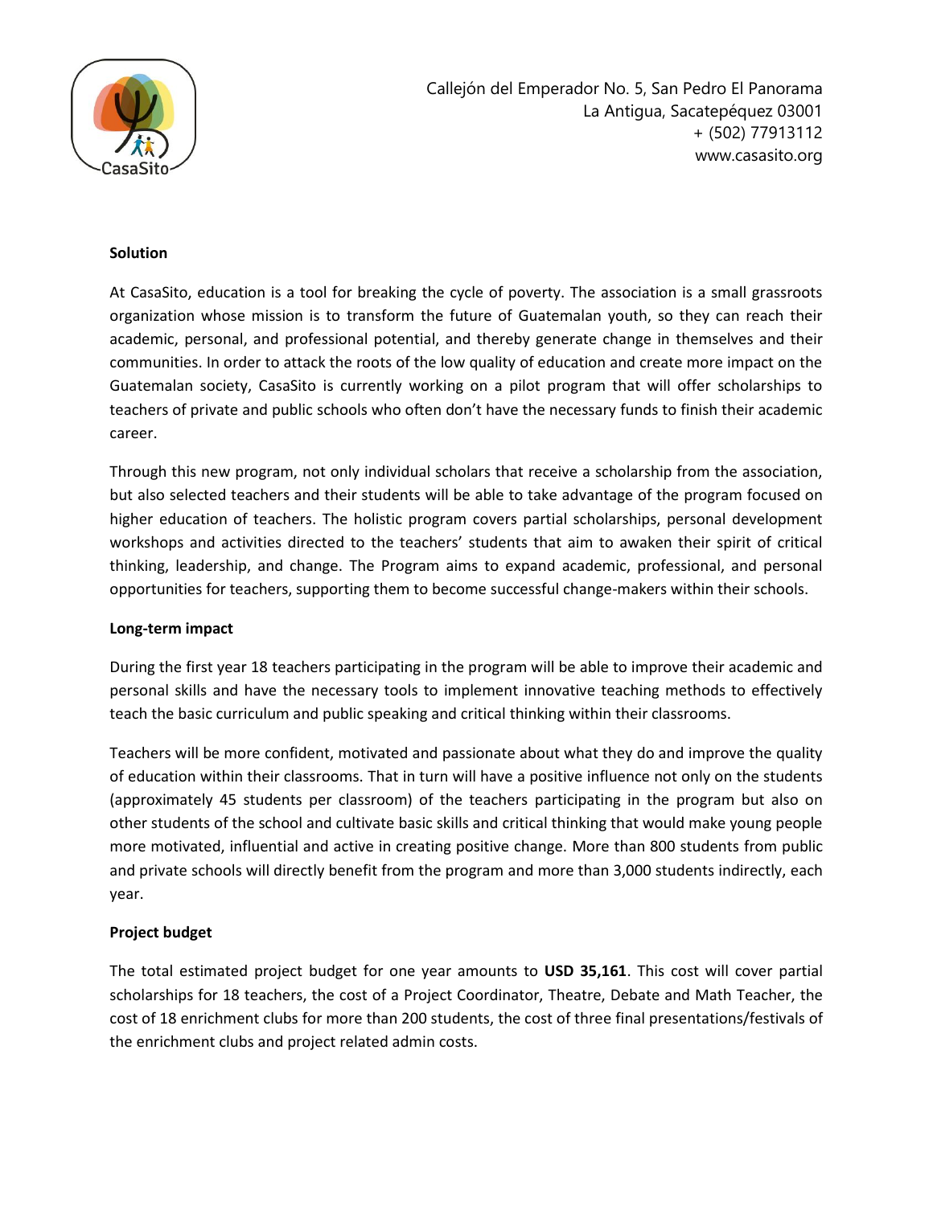Callejón del Emperador No. 5, San Pedro El Panorama
La Antigua, Sacatepéquez 03001
+ (502) 77913112
www.casasito.org

**Solution**

At CasaSito, education is a tool for breaking the cycle of poverty. The association is a small grassroots organization whose mission is to transform the future of Guatemalan youth, so they can reach their academic, personal, and professional potential, and thereby generate change in themselves and their communities. In order to attack the roots of the low quality of education and create more impact on the Guatemalan society, CasaSito is currently working on a pilot program that will offer scholarships to teachers of private and public schools who often don't have the necessary funds to finish their academic career.

Through this new program, not only individual scholars that receive a scholarship from the association, but also selected teachers and their students will be able to take advantage of the program focused on higher education of teachers. The holistic program covers partial scholarships, personal development workshops and activities directed to the teachers' students that aim to awaken their spirit of critical thinking, leadership, and change. The Program aims to expand academic, professional, and personal opportunities for teachers, supporting them to become successful change-makers within their schools.

**Long-term impact**

During the first year 18 teachers participating in the program will be able to improve their academic and personal skills and have the necessary tools to implement innovative teaching methods to effectively teach the basic curriculum and public speaking and critical thinking within their classrooms.

Teachers will be more confident, motivated and passionate about what they do and improve the quality of education within their classrooms. That in turn will have a positive influence not only on the students (approximately 45 students per classroom) of the teachers participating in the program but also on other students of the school and cultivate basic skills and critical thinking that would make young people more motivated, influential and active in creating positive change. More than 800 students from public and private schools will directly benefit from the program and more than 3,000 students indirectly, each year.

**Project budget**

The total estimated project budget for one year amounts to **USD 35,161**. This cost will cover partial scholarships for 18 teachers, the cost of a Project Coordinator, Theatre, Debate and Math Teacher, the cost of 18 enrichment clubs for more than 200 students, the cost of three final presentations/festivals of the enrichment clubs and project related admin costs.